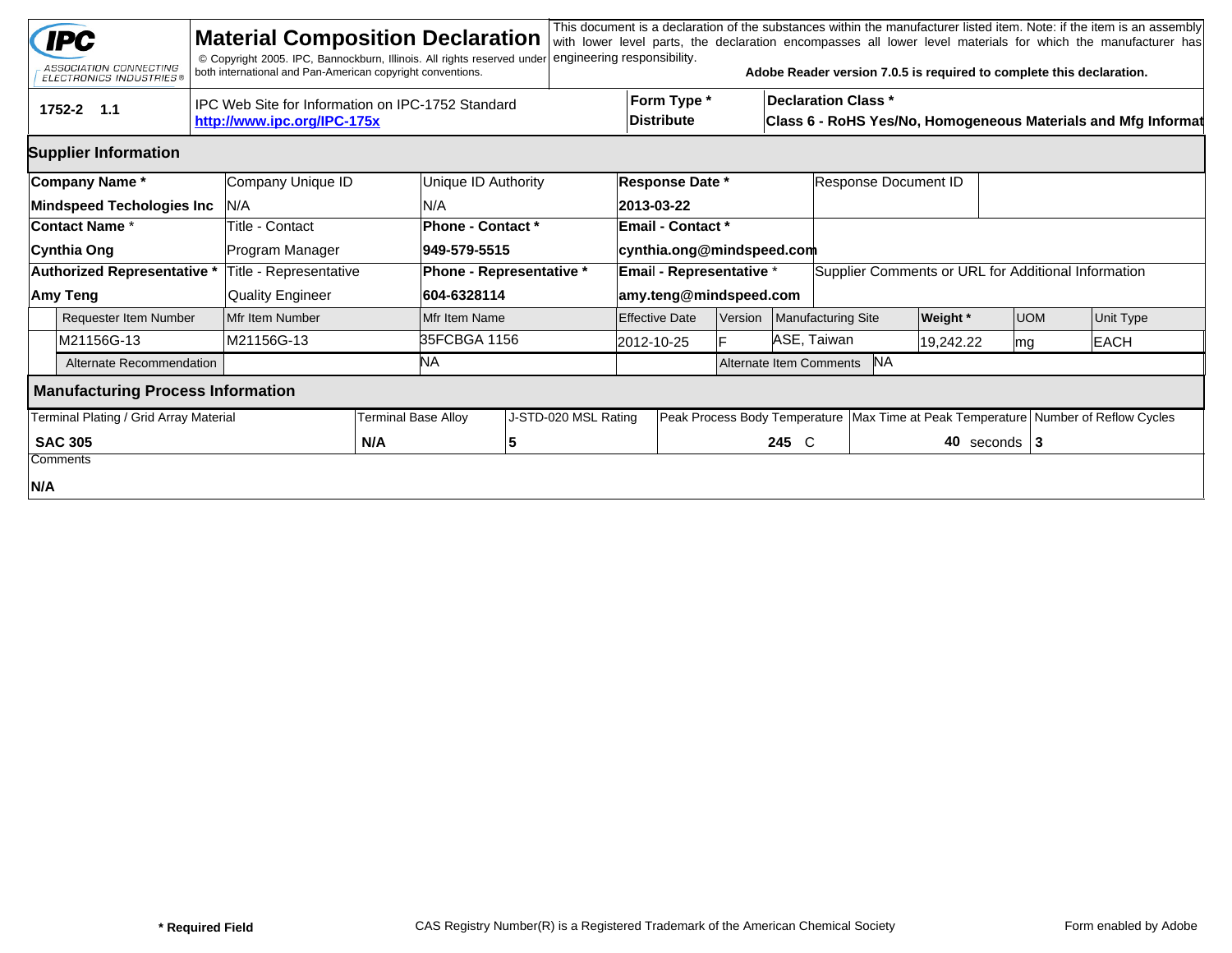**IPC** ASSOCIATION CONNECTING ELECTRONICS INDUSTRIES®

# Material Composition Declaration

© Copyright 2005. IPC, Bannockburn, Illinois. All rights reserved under both international and Pan-American copyright conventions.

This document is a declaration of the substances within the manufacturer listed item. Note: if the item is an assembly with lower level parts, the declaration encompasses all lower level materials for which the manufacturer has engineering responsibility.

**Adobe Reader version 7.0.5 is required to complete this declaration.**

| 1752-2 1.1 | IPC Web Site for Information on IPC-1752 Standard **http://www.ipc.org/IPC-175x** | **Form Type *** **Distribute** | **Declaration Class *** **Class 6 - RoHS Yes/No, Homogeneous Materials and Mfg Informat** |
|---|---|---|---|

## Supplier Information

| **Company Name *** | Company Unique ID | Unique ID Authority | **Response Date *** | Response Document ID |
|---|---|---|---|---|
| **Mindspeed Techologies Inc** | N/A | N/A | **2013-03-22** | |
| **Contact Name *** | Title - Contact | **Phone - Contact *** | **Email - Contact *** | |
| **Cynthia Ong** | Program Manager | **949-579-5515** | **cynthia.ong@mindspeed.com** | |
| **Authorized Representative *** | Title - Representative | **Phone - Representative *** | **Email - Representative *** | Supplier Comments or URL for Additional Information |
| **Amy Teng** | Quality Engineer | **604-6328114** | **amy.teng@mindspeed.com** | |

| Requester Item Number | Mfr Item Number | Mfr Item Name | Effective Date | Version | Manufacturing Site | **Weight *** | UOM | Unit Type |
|---|---|---|---|---|---|---|---|---|
| M21156G-13 | M21156G-13 | 35FCBGA 1156 | 2012-10-25 | F | ASE, Taiwan | 19,242.22 | mg | EACH |
| Alternate Recommendation | | NA | | Alternate Item Comments | NA | | | |

## Manufacturing Process Information

| Terminal Plating / Grid Array Material | Terminal Base Alloy | J-STD-020 MSL Rating | Peak Process Body Temperature | Max Time at Peak Temperature | Number of Reflow Cycles |
|---|---|---|---|---|---|
| **SAC 305** | **N/A** | **5** | **245** C | **40** seconds | **3** |

Comments

**N/A**

**\* Required Field** CAS Registry Number(R) is a Registered Trademark of the American Chemical Society Form enabled by Adobe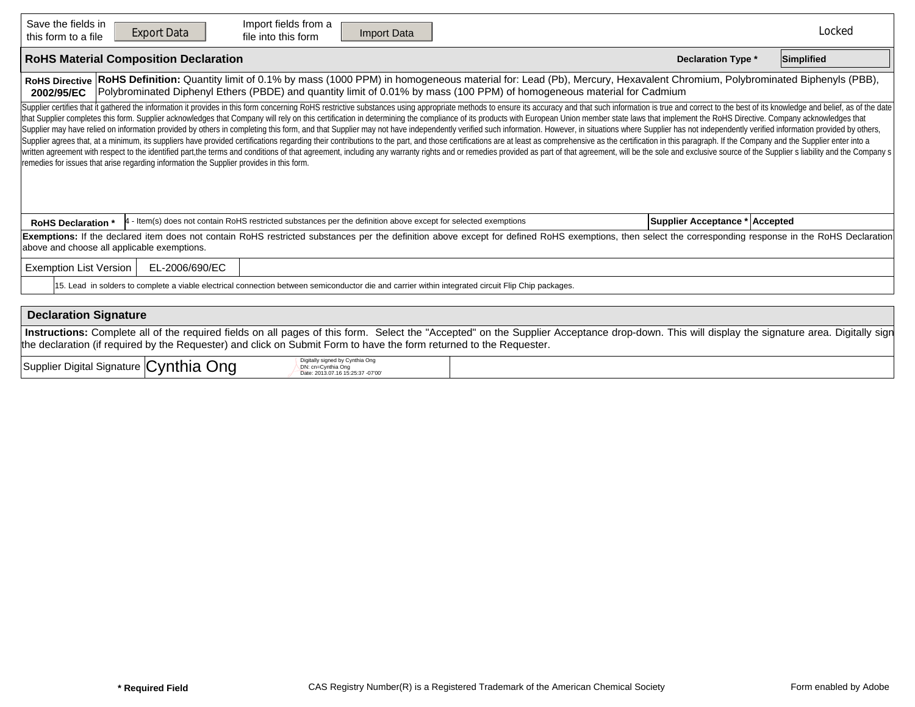| Save the fields in this form to a file | Export Data | Import fields from a file into this form | Import Data | Locked |
|---|---|---|---|---|

## RoHS Material Composition Declaration

**Declaration Type *** Simplified

| **RoHS Directive 2002/95/EC** | **RoHS Definition:** Quantity limit of 0.1% by mass (1000 PPM) in homogeneous material for: Lead (Pb), Mercury, Hexavalent Chromium, Polybrominated Biphenyls (PBB), Polybrominated Diphenyl Ethers (PBDE) and quantity limit of 0.01% by mass (100 PPM) of homogeneous material for Cadmium |
|---|---|

Supplier certifies that it gathered the information it provides in this form concerning RoHS restrictive substances using appropriate methods to ensure its accuracy and that such information is true and correct to the best of its knowledge and belief, as of the date that Supplier completes this form. Supplier acknowledges that Company will rely on this certification in determining the compliance of its products with European Union member state laws that implement the RoHS Directive. Company acknowledges that Supplier may have relied on information provided by others in completing this form, and that Supplier may not have independently verified such information. However, in situations where Supplier has not independently verified information provided by others, Supplier agrees that, at a minimum, its suppliers have provided certifications regarding their contributions to the part, and those certifications are at least as comprehensive as the certification in this paragraph. If the Company and the Supplier enter into a written agreement with respect to the identified part,the terms and conditions of that agreement, including any warranty rights and or remedies provided as part of that agreement, will be the sole and exclusive source of the Supplier s liability and the Company s remedies for issues that arise regarding information the Supplier provides in this form.

| **RoHS Declaration *** | 4 - Item(s) does not contain RoHS restricted substances per the definition above except for selected exemptions | **Supplier Acceptance *** | **Accepted** |
|---|---|---|---|

**Exemptions:** If the declared item does not contain RoHS restricted substances per the definition above except for defined RoHS exemptions, then select the corresponding response in the RoHS Declaration above and choose all applicable exemptions.

| Exemption List Version | EL-2006/690/EC |
|---|---|
| | 15. Lead in solders to complete a viable electrical connection between semiconductor die and carrier within integrated circuit Flip Chip packages. |

## Declaration Signature

**Instructions:** Complete all of the required fields on all pages of this form. Select the "Accepted" on the Supplier Acceptance drop-down. This will display the signature area. Digitally sign the declaration (if required by the Requester) and click on Submit Form to have the form returned to the Requester.

| Supplier Digital Signature | Cynthia Ong | Digitally signed by Cynthia Ong<br>DN: cn=Cynthia Ong<br>Date: 2013.07.16 15:25:37 -07'00' |
|---|---|---|

**\* Required Field** CAS Registry Number(R) is a Registered Trademark of the American Chemical Society Form enabled by Adobe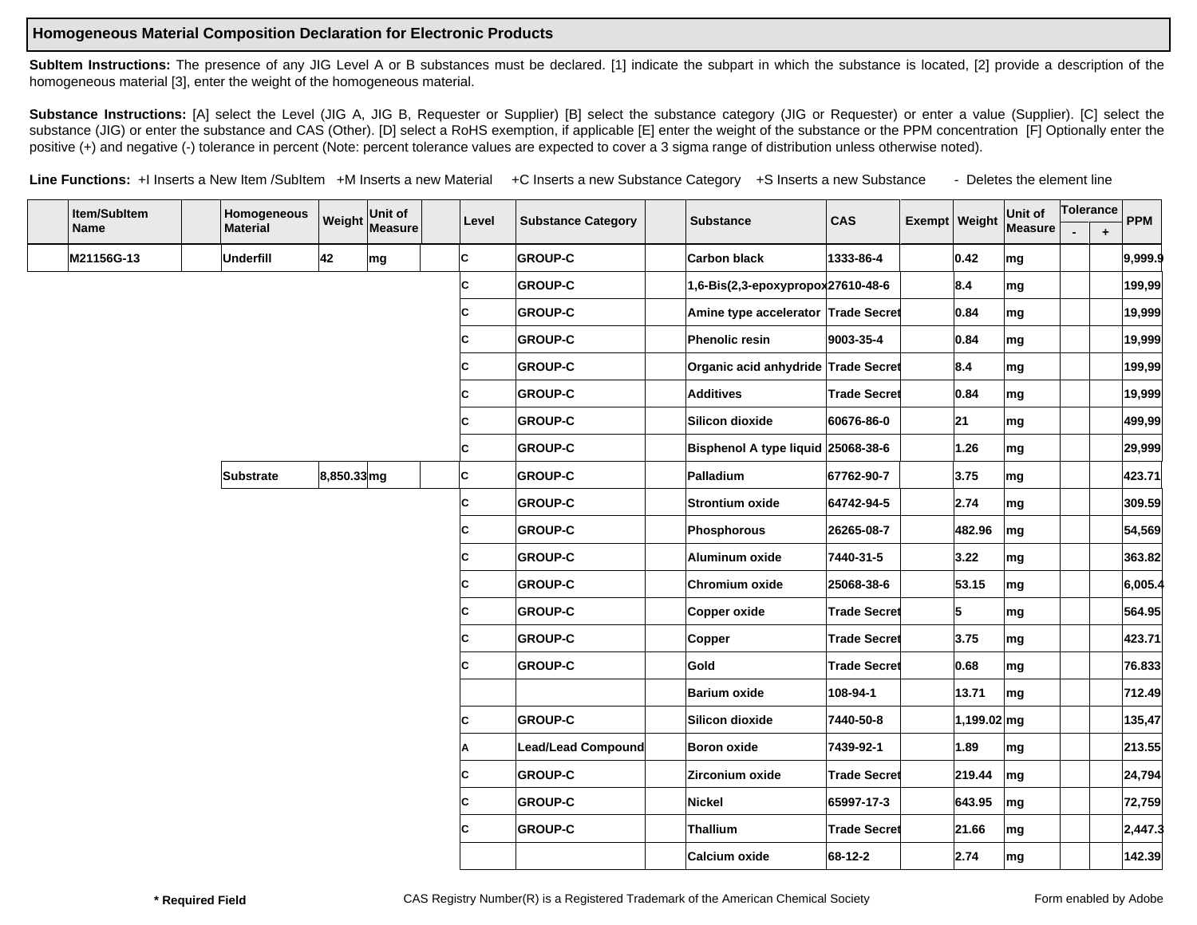## Homogeneous Material Composition Declaration for Electronic Products

**SubItem Instructions:** The presence of any JIG Level A or B substances must be declared. [1] indicate the subpart in which the substance is located, [2] provide a description of the homogeneous material [3], enter the weight of the homogeneous material.

**Substance Instructions:** [A] select the Level (JIG A, JIG B, Requester or Supplier) [B] select the substance category (JIG or Requester) or enter a value (Supplier). [C] select the substance (JIG) or enter the substance and CAS (Other). [D] select a RoHS exemption, if applicable [E] enter the weight of the substance or the PPM concentration [F] Optionally enter the positive (+) and negative (-) tolerance in percent (Note: percent tolerance values are expected to cover a 3 sigma range of distribution unless otherwise noted).

**Line Functions:** +I Inserts a New Item /SubItem +M Inserts a new Material +C Inserts a new Substance Category +S Inserts a new Substance - Deletes the element line

| | Item/SubItem Name | | Homogeneous Material | Weight | Unit of Measure | | Level | Substance Category | | Substance | CAS | Exempt | Weight | Unit of Measure | Tolerance - | Tolerance + | PPM |
|---|---|---|---|---|---|---|---|---|---|---|---|---|---|---|---|---|---|
| | M21156G-13 | | Underfill | 42 | mg | | C | GROUP-C | | Carbon black | 1333-86-4 | | 0.42 | mg | | | 9,999.9 |
| | | | | | | | C | GROUP-C | | 1,6-Bis(2,3-epoxypropox | 27610-48-6 | | 8.4 | mg | | | 199,99 |
| | | | | | | | C | GROUP-C | | Amine type accelerator | Trade Secret | | 0.84 | mg | | | 19,999 |
| | | | | | | | C | GROUP-C | | Phenolic resin | 9003-35-4 | | 0.84 | mg | | | 19,999 |
| | | | | | | | C | GROUP-C | | Organic acid anhydride | Trade Secret | | 8.4 | mg | | | 199,99 |
| | | | | | | | C | GROUP-C | | Additives | Trade Secret | | 0.84 | mg | | | 19,999 |
| | | | | | | | C | GROUP-C | | Silicon dioxide | 60676-86-0 | | 21 | mg | | | 499,99 |
| | | | | | | | C | GROUP-C | | Bisphenol A type liquid | 25068-38-6 | | 1.26 | mg | | | 29,999 |
| | | | Substrate | 8,850.33 | mg | | C | GROUP-C | | Palladium | 67762-90-7 | | 3.75 | mg | | | 423.71 |
| | | | | | | | C | GROUP-C | | Strontium oxide | 64742-94-5 | | 2.74 | mg | | | 309.59 |
| | | | | | | | C | GROUP-C | | Phosphorous | 26265-08-7 | | 482.96 | mg | | | 54,569 |
| | | | | | | | C | GROUP-C | | Aluminum oxide | 7440-31-5 | | 3.22 | mg | | | 363.82 |
| | | | | | | | C | GROUP-C | | Chromium oxide | 25068-38-6 | | 53.15 | mg | | | 6,005.4 |
| | | | | | | | C | GROUP-C | | Copper oxide | Trade Secret | | 5 | mg | | | 564.95 |
| | | | | | | | C | GROUP-C | | Copper | Trade Secret | | 3.75 | mg | | | 423.71 |
| | | | | | | | C | GROUP-C | | Gold | Trade Secret | | 0.68 | mg | | | 76.833 |
| | | | | | | | | | | Barium oxide | 108-94-1 | | 13.71 | mg | | | 712.49 |
| | | | | | | | C | GROUP-C | | Silicon dioxide | 7440-50-8 | | 1,199.02 | mg | | | 135,47 |
| | | | | | | | A | Lead/Lead Compound | | Boron oxide | 7439-92-1 | | 1.89 | mg | | | 213.55 |
| | | | | | | | C | GROUP-C | | Zirconium oxide | Trade Secret | | 219.44 | mg | | | 24,794 |
| | | | | | | | C | GROUP-C | | Nickel | 65997-17-3 | | 643.95 | mg | | | 72,759 |
| | | | | | | | C | GROUP-C | | Thallium | Trade Secret | | 21.66 | mg | | | 2,447.3 |
| | | | | | | | | | | Calcium oxide | 68-12-2 | | 2.74 | mg | | | 142.39 |

\* Required Field

CAS Registry Number(R) is a Registered Trademark of the American Chemical Society

Form enabled by Adobe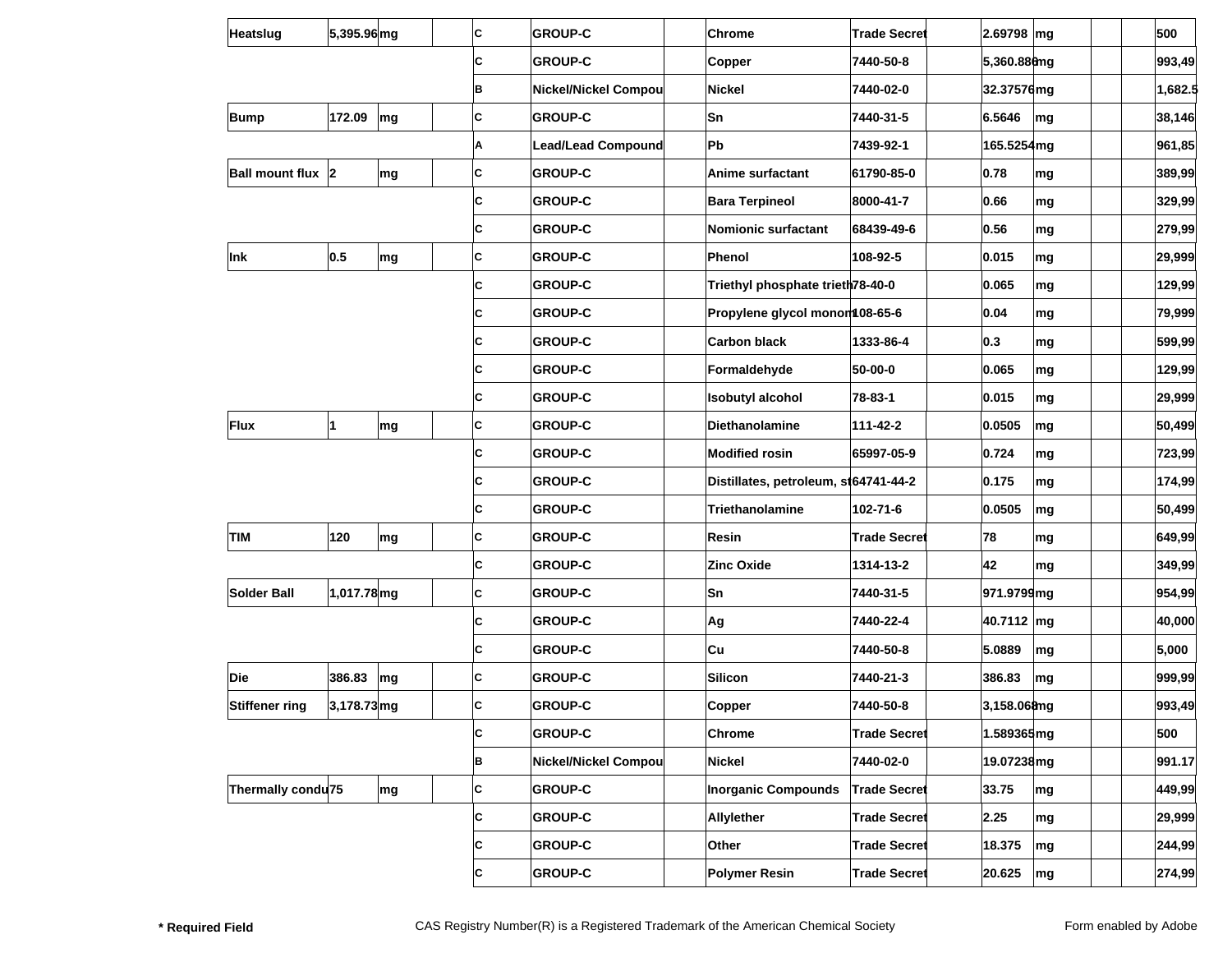| | | | | | | | | | | | | | | |
|---|---|---|---|---|---|---|---|---|---|---|---|---|---|---|
| Heatslug | 5,395.96 | mg | | C | GROUP-C | | Chrome | Trade Secret | | 2.69798 | mg | | | 500 |
| | | | | C | GROUP-C | | Copper | 7440-50-8 | | 5,360.886 | mg | | | 993,49 |
| | | | | B | Nickel/Nickel Compou | | Nickel | 7440-02-0 | | 32.37576 | mg | | | 1,682.5 |
| Bump | 172.09 | mg | | C | GROUP-C | | Sn | 7440-31-5 | | 6.5646 | mg | | | 38,146 |
| | | | | A | Lead/Lead Compound | | Pb | 7439-92-1 | | 165.5254 | mg | | | 961,85 |
| Ball mount flux | 2 | mg | | C | GROUP-C | | Anime surfactant | 61790-85-0 | | 0.78 | mg | | | 389,99 |
| | | | | C | GROUP-C | | Bara Terpineol | 8000-41-7 | | 0.66 | mg | | | 329,99 |
| | | | | C | GROUP-C | | Nomionic surfactant | 68439-49-6 | | 0.56 | mg | | | 279,99 |
| Ink | 0.5 | mg | | C | GROUP-C | | Phenol | 108-92-5 | | 0.015 | mg | | | 29,999 |
| | | | | C | GROUP-C | | Triethyl phosphate trieth | 78-40-0 | | 0.065 | mg | | | 129,99 |
| | | | | C | GROUP-C | | Propylene glycol monom | 108-65-6 | | 0.04 | mg | | | 79,999 |
| | | | | C | GROUP-C | | Carbon black | 1333-86-4 | | 0.3 | mg | | | 599,99 |
| | | | | C | GROUP-C | | Formaldehyde | 50-00-0 | | 0.065 | mg | | | 129,99 |
| | | | | C | GROUP-C | | Isobutyl alcohol | 78-83-1 | | 0.015 | mg | | | 29,999 |
| Flux | 1 | mg | | C | GROUP-C | | Diethanolamine | 111-42-2 | | 0.0505 | mg | | | 50,499 |
| | | | | C | GROUP-C | | Modified rosin | 65997-05-9 | | 0.724 | mg | | | 723,99 |
| | | | | C | GROUP-C | | Distillates, petroleum, st | 64741-44-2 | | 0.175 | mg | | | 174,99 |
| | | | | C | GROUP-C | | Triethanolamine | 102-71-6 | | 0.0505 | mg | | | 50,499 |
| TIM | 120 | mg | | C | GROUP-C | | Resin | Trade Secret | | 78 | mg | | | 649,99 |
| | | | | C | GROUP-C | | Zinc Oxide | 1314-13-2 | | 42 | mg | | | 349,99 |
| Solder Ball | 1,017.78 | mg | | C | GROUP-C | | Sn | 7440-31-5 | | 971.9799 | mg | | | 954,99 |
| | | | | C | GROUP-C | | Ag | 7440-22-4 | | 40.7112 | mg | | | 40,000 |
| | | | | C | GROUP-C | | Cu | 7440-50-8 | | 5.0889 | mg | | | 5,000 |
| Die | 386.83 | mg | | C | GROUP-C | | Silicon | 7440-21-3 | | 386.83 | mg | | | 999,99 |
| Stiffener ring | 3,178.73 | mg | | C | GROUP-C | | Copper | 7440-50-8 | | 3,158.068 | mg | | | 993,49 |
| | | | | C | GROUP-C | | Chrome | Trade Secret | | 1.589365 | mg | | | 500 |
| | | | | B | Nickel/Nickel Compou | | Nickel | 7440-02-0 | | 19.07238 | mg | | | 991.17 |
| Thermally condu | 75 | mg | | C | GROUP-C | | Inorganic Compounds | Trade Secret | | 33.75 | mg | | | 449,99 |
| | | | | C | GROUP-C | | Allylether | Trade Secret | | 2.25 | mg | | | 29,999 |
| | | | | C | GROUP-C | | Other | Trade Secret | | 18.375 | mg | | | 244,99 |
| | | | | C | GROUP-C | | Polymer Resin | Trade Secret | | 20.625 | mg | | | 274,99 |

**\* Required Field** CAS Registry Number(R) is a Registered Trademark of the American Chemical Society Form enabled by Adobe